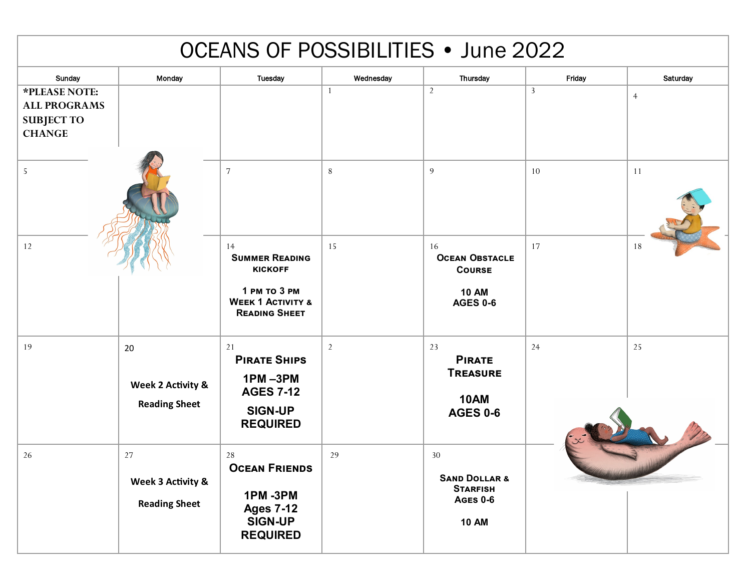# OCEANS OF POSSIBILITIES • June 2022

| Sunday | Monday | Tuesday | Wednesday | Thursday | Friday | Saturday |
|---|---|---|---|---|---|---|
| ***PLEASE NOTE: ALL PROGRAMS SUBJECT TO CHANGE** | | | 1 | 2 | 3 | 4 |
| 5 | | 7 | 8 | 9 | 10 | 11 |
| 12 | | 14 **Summer Reading Kickoff** 1 PM to 3 PM Week 1 Activity & Reading Sheet | 15 | 16 **Ocean Obstacle Course** 10 AM AGES 0-6 | 17 | 18 |
| 19 | 20 Week 2 Activity & Reading Sheet | 21 **Pirate Ships** 1PM –3PM AGES 7-12 SIGN-UP REQUIRED | 2 | 23 **Pirate Treasure** 10AM AGES 0-6 | 24 | 25 |
| 26 | 27 Week 3 Activity & Reading Sheet | 28 **Ocean Friends** 1PM -3PM Ages 7-12 SIGN-UP REQUIRED | 29 | 30 **Sand Dollar & Starfish** Ages 0-6 10 AM | | |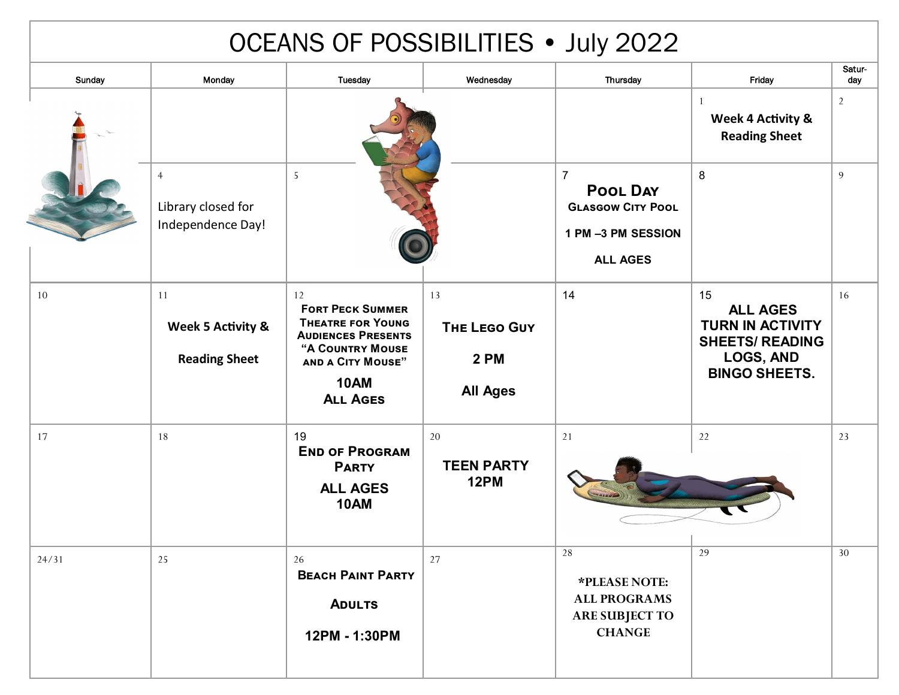# OCEANS OF POSSIBILITIES • July 2022

| Sunday | Monday | Tuesday | Wednesday | Thursday | Friday | Saturday |
|---|---|---|---|---|---|---|
| | | | | | 1 Week 4 Activity & Reading Sheet | 2 |
| | 4 Library closed for Independence Day! | 5 | | 7 **POOL DAY** GLASGOW CITY POOL 1 PM –3 PM SESSION ALL AGES | 8 | 9 |
| 10 | 11 Week 5 Activity & Reading Sheet | 12 FORT PECK SUMMER THEATRE FOR YOUNG AUDIENCES PRESENTS "A COUNTRY MOUSE AND A CITY MOUSE" 10AM ALL AGES | 13 THE LEGO GUY 2 PM All Ages | 14 | 15 ALL AGES TURN IN ACTIVITY SHEETS/ READING LOGS, AND BINGO SHEETS. | 16 |
| 17 | 18 | 19 END OF PROGRAM PARTY ALL AGES 10AM | 20 TEEN PARTY 12PM | 21 | 22 | 23 |
| 24/31 | 25 | 26 BEACH PAINT PARTY ADULTS 12PM - 1:30PM | 27 | 28 *PLEASE NOTE: ALL PROGRAMS ARE SUBJECT TO CHANGE | 29 | 30 |